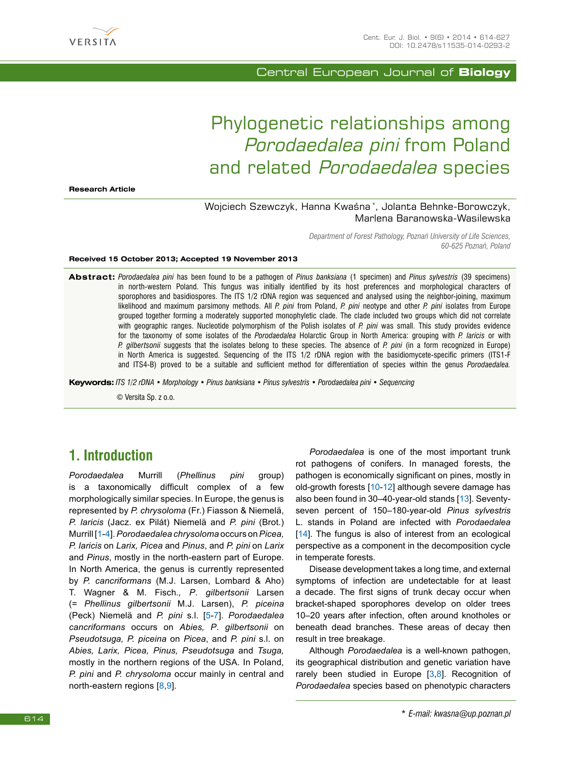# Phylogenetic relationships among *Porodaedalea pini* from Poland and related *Porodaedalea* species

**Research Article**

Wojciech Szewczyk, Hanna Kwaśna*, Jolanta Behnke-Borowczyk, Marlena Baranowska-Wasilewska

*Department of Forest Pathology, Poznań University of Life Sciences, 60-625 Poznań, Poland*

**Received 15 October 2013; Accepted 19 November 2013**

**Abstract:** *Porodaedalea pini* has been found to be a pathogen of *Pinus banksiana* (1 specimen) and *Pinus sylvestris* (39 specimens) in north-western Poland. This fungus was initially identified by its host preferences and morphological characters of sporophores and basidiospores. The ITS 1/2 rDNA region was sequenced and analysed using the neighbor-joining, maximum likelihood and maximum parsimony methods. All *P. pini* from Poland, *P. pini* neotype and other *P. pini* isolates from Europe grouped together forming a moderately supported monophyletic clade. The clade included two groups which did not correlate with geographic ranges. Nucleotide polymorphism of the Polish isolates of *P. pini* was small. This study provides evidence for the taxonomy of some isolates of the *Porodaedalea* Holarctic Group in North America: grouping with *P. laricis* or with *P. gilbertsonii* suggests that the isolates belong to these species. The absence of *P. pini* (in a form recognized in Europe) in North America is suggested. Sequencing of the ITS 1/2 rDNA region with the basidiomycete-specific primers (ITS1-F and ITS4-B) proved to be a suitable and sufficient method for differentiation of species within the genus *Porodaedalea*.

**Keywords:** *ITS 1/2 rDNA • Morphology • Pinus banksiana • Pinus sylvestris • Porodaedalea pini • Sequencing*

© Versita Sp. z o.o.

## 1. Introduction

*Porodaedalea* Murrill (*Phellinus pini* group) is a taxonomically difficult complex of a few morphologically similar species. In Europe, the genus is represented by *P. chrysoloma* (Fr.) Fiasson & Niemelä, *P. laricis* (Jacz. ex Pilát) Niemelä and *P. pini* (Brot.) Murrill [1-4]. *Porodaedalea chrysoloma* occurs on *Picea*, *P. laricis* on *Larix*, *Picea* and *Pinus*, and *P. pini* on *Larix* and *Pinus*, mostly in the north-eastern part of Europe. In North America, the genus is currently represented by *P. cancriformans* (M.J. Larsen, Lombard & Aho) T. Wagner & M. Fisch., *P. gilbertsonii* Larsen (= *Phellinus gilbertsonii* M.J. Larsen), *P. piceina* (Peck) Niemelä and *P. pini* s.l. [5-7]. *Porodaedalea cancriformans* occurs on *Abies*, *P. gilbertsonii* on *Pseudotsuga*, *P. piceina* on *Picea*, and *P. pini* s.l. on *Abies, Larix, Picea, Pinus, Pseudotsuga* and *Tsuga*, mostly in the northern regions of the USA. In Poland, *P. pini* and *P. chrysoloma* occur mainly in central and north-eastern regions [8,9].

*Porodaedalea* is one of the most important trunk rot pathogens of conifers. In managed forests, the pathogen is economically significant on pines, mostly in old-growth forests [10-12] although severe damage has also been found in 30–40-year-old stands [13]. Seventy-seven percent of 150–180-year-old *Pinus sylvestris* L. stands in Poland are infected with *Porodaedalea* [14]. The fungus is also of interest from an ecological perspective as a component in the decomposition cycle in temperate forests.

Disease development takes a long time, and external symptoms of infection are undetectable for at least a decade. The first signs of trunk decay occur when bracket-shaped sporophores develop on older trees 10–20 years after infection, often around knotholes or beneath dead branches. These areas of decay then result in tree breakage.

Although *Porodaedalea* is a well-known pathogen, its geographical distribution and genetic variation have rarely been studied in Europe [3,8]. Recognition of *Porodaedalea* species based on phenotypic characters

\* *E-mail: kwasna@up.poznan.pl*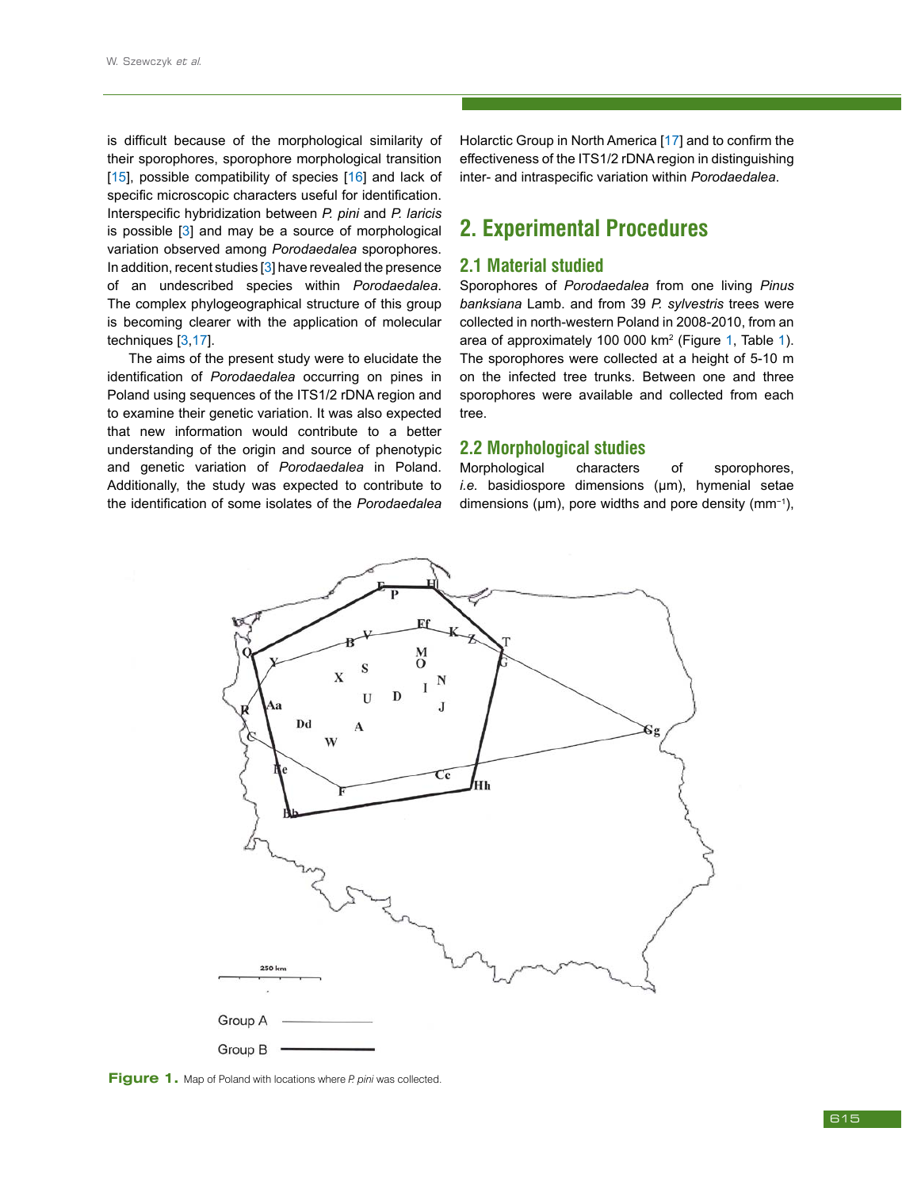is difficult because of the morphological similarity of their sporophores, sporophore morphological transition [15], possible compatibility of species [16] and lack of specific microscopic characters useful for identification. Interspecific hybridization between *P. pini* and *P. laricis* is possible [3] and may be a source of morphological variation observed among *Porodaedalea* sporophores. In addition, recent studies [3] have revealed the presence of an undescribed species within *Porodaedalea*. The complex phylogeographical structure of this group is becoming clearer with the application of molecular techniques [3,17].

The aims of the present study were to elucidate the identification of *Porodaedalea* occurring on pines in Poland using sequences of the ITS1/2 rDNA region and to examine their genetic variation. It was also expected that new information would contribute to a better understanding of the origin and source of phenotypic and genetic variation of *Porodaedalea* in Poland. Additionally, the study was expected to contribute to the identification of some isolates of the *Porodaedalea* Holarctic Group in North America [17] and to confirm the effectiveness of the ITS1/2 rDNA region in distinguishing inter- and intraspecific variation within *Porodaedalea*.

# 2. Experimental Procedures

## 2.1 Material studied

Sporophores of *Porodaedalea* from one living *Pinus banksiana* Lamb. and from 39 *P. sylvestris* trees were collected in north-western Poland in 2008-2010, from an area of approximately 100 000 km$^2$ (Figure 1, Table 1). The sporophores were collected at a height of 5-10 m on the infected tree trunks. Between one and three sporophores were available and collected from each tree.

## 2.2 Morphological studies

Morphological characters of sporophores, *i.e.* basidiospore dimensions (µm), hymenial setae dimensions (µm), pore widths and pore density (mm$^{-1}$),

**Figure 1.** Map of Poland with locations where *P. pini* was collected.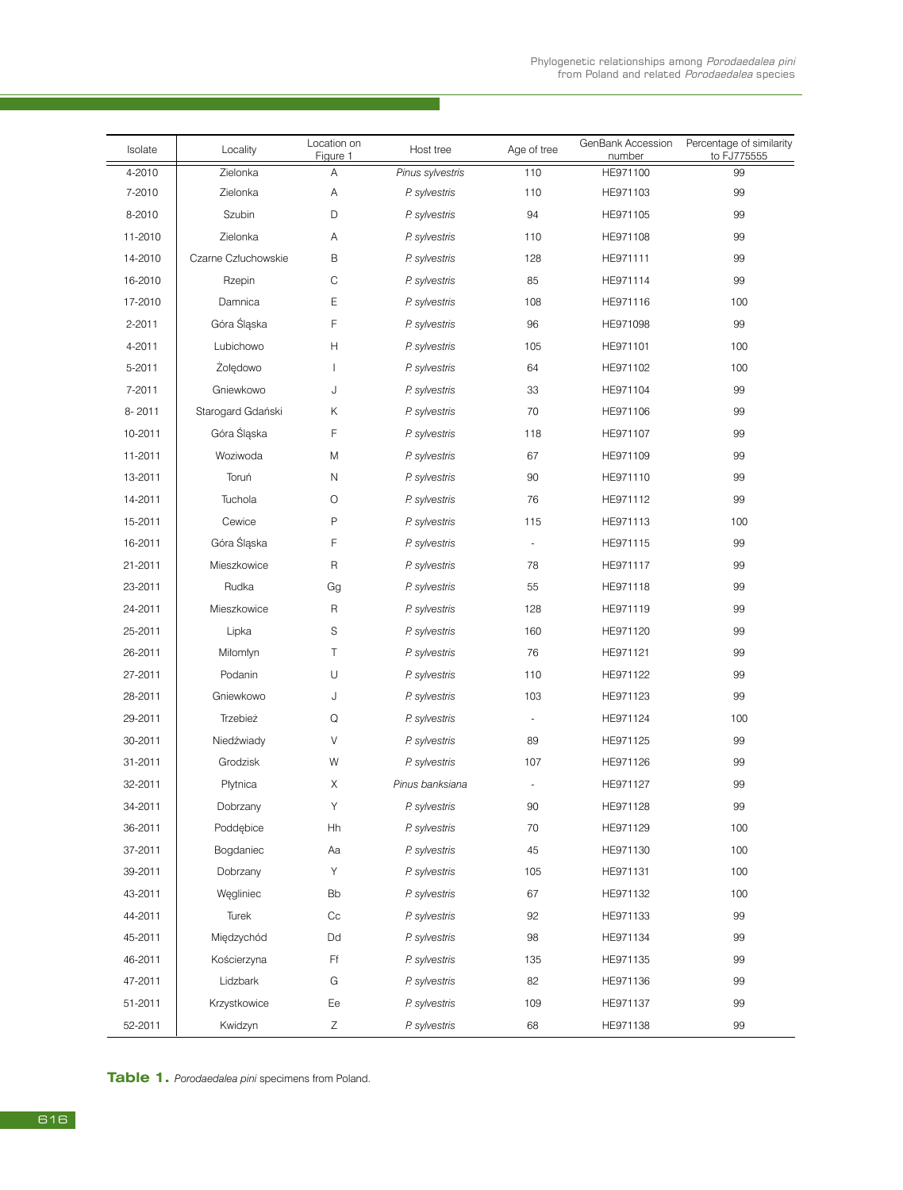| Isolate | Locality | Location on Figure 1 | Host tree | Age of tree | GenBank Accession number | Percentage of similarity to FJ775555 |
|---|---|---|---|---|---|---|
| 4-2010 | Zielonka | A | *Pinus sylvestris* | 110 | HE971100 | 99 |
| 7-2010 | Zielonka | A | *P. sylvestris* | 110 | HE971103 | 99 |
| 8-2010 | Szubin | D | *P. sylvestris* | 94 | HE971105 | 99 |
| 11-2010 | Zielonka | A | *P. sylvestris* | 110 | HE971108 | 99 |
| 14-2010 | Czarne Człuchowskie | B | *P. sylvestris* | 128 | HE971111 | 99 |
| 16-2010 | Rzepin | C | *P. sylvestris* | 85 | HE971114 | 99 |
| 17-2010 | Damnica | E | *P. sylvestris* | 108 | HE971116 | 100 |
| 2-2011 | Góra Śląska | F | *P. sylvestris* | 96 | HE971098 | 99 |
| 4-2011 | Lubichowo | H | *P. sylvestris* | 105 | HE971101 | 100 |
| 5-2011 | Żołędowo | I | *P. sylvestris* | 64 | HE971102 | 100 |
| 7-2011 | Gniewkowo | J | *P. sylvestris* | 33 | HE971104 | 99 |
| 8- 2011 | Starogard Gdański | K | *P. sylvestris* | 70 | HE971106 | 99 |
| 10-2011 | Góra Śląska | F | *P. sylvestris* | 118 | HE971107 | 99 |
| 11-2011 | Woziwoda | M | *P. sylvestris* | 67 | HE971109 | 99 |
| 13-2011 | Toruń | N | *P. sylvestris* | 90 | HE971110 | 99 |
| 14-2011 | Tuchola | O | *P. sylvestris* | 76 | HE971112 | 99 |
| 15-2011 | Cewice | P | *P. sylvestris* | 115 | HE971113 | 100 |
| 16-2011 | Góra Śląska | F | *P. sylvestris* | - | HE971115 | 99 |
| 21-2011 | Mieszkowice | R | *P. sylvestris* | 78 | HE971117 | 99 |
| 23-2011 | Rudka | Gg | *P. sylvestris* | 55 | HE971118 | 99 |
| 24-2011 | Mieszkowice | R | *P. sylvestris* | 128 | HE971119 | 99 |
| 25-2011 | Lipka | S | *P. sylvestris* | 160 | HE971120 | 99 |
| 26-2011 | Miłomłyn | T | *P. sylvestris* | 76 | HE971121 | 99 |
| 27-2011 | Podanin | U | *P. sylvestris* | 110 | HE971122 | 99 |
| 28-2011 | Gniewkowo | J | *P. sylvestris* | 103 | HE971123 | 99 |
| 29-2011 | Trzebież | Q | *P. sylvestris* | - | HE971124 | 100 |
| 30-2011 | Niedźwiady | V | *P. sylvestris* | 89 | HE971125 | 99 |
| 31-2011 | Grodzisk | W | *P. sylvestris* | 107 | HE971126 | 99 |
| 32-2011 | Płytnica | X | *Pinus banksiana* | - | HE971127 | 99 |
| 34-2011 | Dobrzany | Y | *P. sylvestris* | 90 | HE971128 | 99 |
| 36-2011 | Poddębice | Hh | *P. sylvestris* | 70 | HE971129 | 100 |
| 37-2011 | Bogdaniec | Aa | *P. sylvestris* | 45 | HE971130 | 100 |
| 39-2011 | Dobrzany | Y | *P. sylvestris* | 105 | HE971131 | 100 |
| 43-2011 | Węgliniec | Bb | *P. sylvestris* | 67 | HE971132 | 100 |
| 44-2011 | Turek | Cc | *P. sylvestris* | 92 | HE971133 | 99 |
| 45-2011 | Międzychód | Dd | *P. sylvestris* | 98 | HE971134 | 99 |
| 46-2011 | Kościerzyna | Ff | *P. sylvestris* | 135 | HE971135 | 99 |
| 47-2011 | Lidzbark | G | *P. sylvestris* | 82 | HE971136 | 99 |
| 51-2011 | Krzystkowice | Ee | *P. sylvestris* | 109 | HE971137 | 99 |
| 52-2011 | Kwidzyn | Z | *P. sylvestris* | 68 | HE971138 | 99 |

**Table 1.** *Porodaedalea pini* specimens from Poland.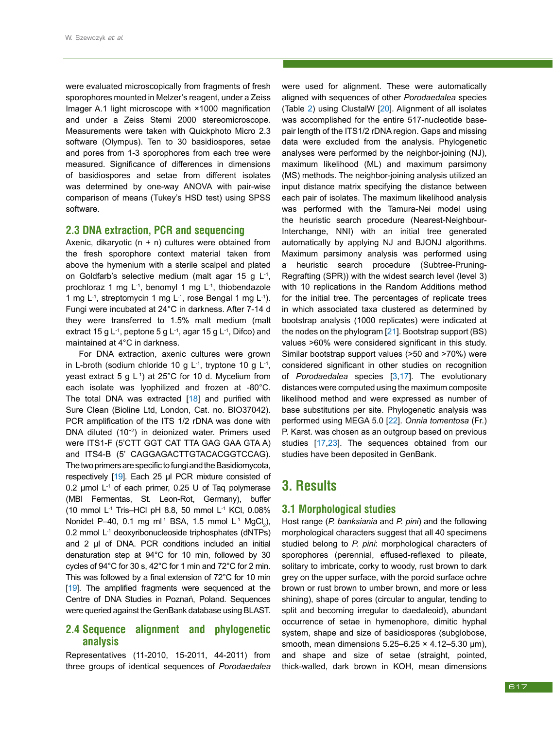were evaluated microscopically from fragments of fresh sporophores mounted in Melzer's reagent, under a Zeiss Imager A.1 light microscope with ×1000 magnification and under a Zeiss Stemi 2000 stereomicroscope. Measurements were taken with Quickphoto Micro 2.3 software (Olympus). Ten to 30 basidiospores, setae and pores from 1-3 sporophores from each tree were measured. Significance of differences in dimensions of basidiospores and setae from different isolates was determined by one-way ANOVA with pair-wise comparison of means (Tukey's HSD test) using SPSS software.

### 2.3 DNA extraction, PCR and sequencing

Axenic, dikaryotic (n + n) cultures were obtained from the fresh sporophore context material taken from above the hymenium with a sterile scalpel and plated on Goldfarb's selective medium (malt agar 15 g $L^{-1}$, prochloraz 1 mg $L^{-1}$, benomyl 1 mg $L^{-1}$, thiobendazole 1 mg $L^{-1}$, streptomycin 1 mg $L^{-1}$, rose Bengal 1 mg $L^{-1}$). Fungi were incubated at 24°C in darkness. After 7-14 d they were transferred to 1.5% malt medium (malt extract 15 g $L^{-1}$, peptone 5 g $L^{-1}$, agar 15 g $L^{-1}$, Difco) and maintained at 4°C in darkness.

For DNA extraction, axenic cultures were grown in L-broth (sodium chloride 10 g $L^{-1}$, tryptone 10 g $L^{-1}$, yeast extract 5 g $L^{-1}$) at 25°C for 10 d. Mycelium from each isolate was lyophilized and frozen at -80°C. The total DNA was extracted [18] and purified with Sure Clean (Bioline Ltd, London, Cat. no. BIO37042). PCR amplification of the ITS 1/2 rDNA was done with DNA diluted ($10^{-2}$) in deionized water. Primers used were ITS1-F (5'CTT GGT CAT TTA GAG GAA GTA A) and ITS4-B (5' CAGGAGACTTGTACACGGTCCAG). The two primers are specific to fungi and the Basidiomycota, respectively [19]. Each 25 µl PCR mixture consisted of 0.2 µmol $L^{-1}$ of each primer, 0.25 U of Taq polymerase (MBI Fermentas, St. Leon-Rot, Germany), buffer (10 mmol $L^{-1}$ Tris–HCl pH 8.8, 50 mmol $L^{-1}$ KCl, 0.08% Nonidet P–40, 0.1 mg $ml^{-1}$ BSA, 1.5 mmol $L^{-1}$ $MgCl_2$), 0.2 mmol $L^{-1}$ deoxyribonucleoside triphosphates (dNTPs) and 2 µl of DNA. PCR conditions included an initial denaturation step at 94°C for 10 min, followed by 30 cycles of 94°C for 30 s, 42°C for 1 min and 72°C for 2 min. This was followed by a final extension of 72°C for 10 min [19]. The amplified fragments were sequenced at the Centre of DNA Studies in Poznań, Poland. Sequences were queried against the GenBank database using BLAST.

### 2.4 Sequence alignment and phylogenetic analysis

Representatives (11-2010, 15-2011, 44-2011) from three groups of identical sequences of *Porodaedalea* were used for alignment. These were automatically aligned with sequences of other *Porodaedalea* species (Table 2) using ClustalW [20]. Alignment of all isolates was accomplished for the entire 517-nucleotide base-pair length of the ITS1/2 rDNA region. Gaps and missing data were excluded from the analysis. Phylogenetic analyses were performed by the neighbor-joining (NJ), maximum likelihood (ML) and maximum parsimony (MS) methods. The neighbor-joining analysis utilized an input distance matrix specifying the distance between each pair of isolates. The maximum likelihood analysis was performed with the Tamura-Nei model using the heuristic search procedure (Nearest-Neighbour-Interchange, NNI) with an initial tree generated automatically by applying NJ and BJONJ algorithms. Maximum parsimony analysis was performed using a heuristic search procedure (Subtree-Pruning-Regrafting (SPR)) with the widest search level (level 3) with 10 replications in the Random Additions method for the initial tree. The percentages of replicate trees in which associated taxa clustered as determined by bootstrap analysis (1000 replicates) were indicated at the nodes on the phylogram [21]. Bootstrap support (BS) values >60% were considered significant in this study. Similar bootstrap support values (>50 and >70%) were considered significant in other studies on recognition of *Porodaedalea* species [3,17]. The evolutionary distances were computed using the maximum composite likelihood method and were expressed as number of base substitutions per site. Phylogenetic analysis was performed using MEGA 5.0 [22]. *Onnia tomentosa* (Fr.) P. Karst. was chosen as an outgroup based on previous studies [17,23]. The sequences obtained from our studies have been deposited in GenBank.

## 3. Results

### 3.1 Morphological studies

Host range (*P. banksiania* and *P. pini*) and the following morphological characters suggest that all 40 specimens studied belong to *P. pini*: morphological characters of sporophores (perennial, effused-reflexed to pileate, solitary to imbricate, corky to woody, rust brown to dark grey on the upper surface, with the poroid surface ochre brown or rust brown to umber brown, and more or less shining), shape of pores (circular to angular, tending to split and becoming irregular to daedaleoid), abundant occurrence of setae in hymenophore, dimitic hyphal system, shape and size of basidiospores (subglobose, smooth, mean dimensions 5.25–6.25 × 4.12–5.30 µm), and shape and size of setae (straight, pointed, thick-walled, dark brown in KOH, mean dimensions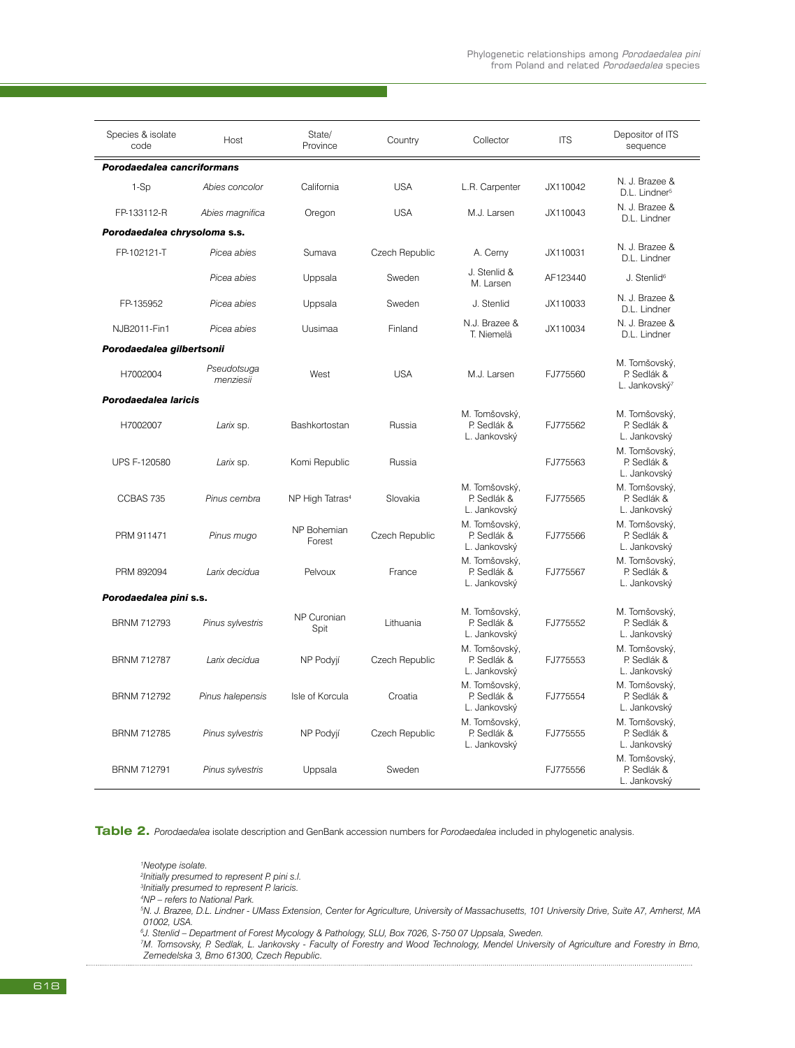| Species & isolate code | Host | State/ Province | Country | Collector | ITS | Depositor of ITS sequence |
|---|---|---|---|---|---|---|
| ***Porodaedalea cancriformans*** | | | | | | |
| 1-Sp | *Abies concolor* | California | USA | L.R. Carpenter | JX110042 | N. J. Brazee & D.L. Lindner[5] |
| FP-133112-R | *Abies magnifica* | Oregon | USA | M.J. Larsen | JX110043 | N. J. Brazee & D.L. Lindner |
| ***Porodaedalea chrysoloma s.s.*** | | | | | | |
| FP-102121-T | *Picea abies* | Sumava | Czech Republic | A. Cerny | JX110031 | N. J. Brazee & D.L. Lindner |
| | *Picea abies* | Uppsala | Sweden | J. Stenlid & M. Larsen | AF123440 | J. Stenlid[6] |
| FP-135952 | *Picea abies* | Uppsala | Sweden | J. Stenlid | JX110033 | N. J. Brazee & D.L. Lindner |
| NJB2011-Fin1 | *Picea abies* | Uusimaa | Finland | N.J. Brazee & T. Niemelä | JX110034 | N. J. Brazee & D.L. Lindner |
| ***Porodaedalea gilbertsonii*** | | | | | | |
| H7002004 | *Pseudotsuga menziesii* | West | USA | M.J. Larsen | FJ775560 | M. Tomšovský, P. Sedlák & L. Jankovský[7] |
| ***Porodaedalea laricis*** | | | | | | |
| H7002007 | *Larix* sp. | Bashkortostan | Russia | M. Tomšovský, P. Sedlák & L. Jankovský | FJ775562 | M. Tomšovský, P. Sedlák & L. Jankovský |
| UPS F-120580 | *Larix* sp. | Komi Republic | Russia | | FJ775563 | M. Tomšovský, P. Sedlák & L. Jankovský |
| CCBAS 735 | *Pinus cembra* | NP High Tatras[4] | Slovakia | M. Tomšovský, P. Sedlák & L. Jankovský | FJ775565 | M. Tomšovský, P. Sedlák & L. Jankovský |
| PRM 911471 | *Pinus mugo* | NP Bohemian Forest | Czech Republic | M. Tomšovský, P. Sedlák & L. Jankovský | FJ775566 | M. Tomšovský, P. Sedlák & L. Jankovský |
| PRM 892094 | *Larix decidua* | Pelvoux | France | M. Tomšovský, P. Sedlák & L. Jankovský | FJ775567 | M. Tomšovský, P. Sedlák & L. Jankovský |
| ***Porodaedalea pini s.s.*** | | | | | | |
| BRNM 712793 | *Pinus sylvestris* | NP Curonian Spit | Lithuania | M. Tomšovský, P. Sedlák & L. Jankovský | FJ775552 | M. Tomšovský, P. Sedlák & L. Jankovský |
| BRNM 712787 | *Larix decidua* | NP Podyjí | Czech Republic | M. Tomšovský, P. Sedlák & L. Jankovský | FJ775553 | M. Tomšovský, P. Sedlák & L. Jankovský |
| BRNM 712792 | *Pinus halepensis* | Isle of Korcula | Croatia | M. Tomšovský, P. Sedlák & L. Jankovský | FJ775554 | M. Tomšovský, P. Sedlák & L. Jankovský |
| BRNM 712785 | *Pinus sylvestris* | NP Podyjí | Czech Republic | M. Tomšovský, P. Sedlák & L. Jankovský | FJ775555 | M. Tomšovský, P. Sedlák & L. Jankovský |
| BRNM 712791 | *Pinus sylvestris* | Uppsala | Sweden | | FJ775556 | M. Tomšovský, P. Sedlák & L. Jankovský |

**Table 2.** *Porodaedalea* isolate description and GenBank accession numbers for *Porodaedalea* included in phylogenetic analysis.

[1]*Neotype isolate.*
[2]*Initially presumed to represent P. pini s.l.*
[3]*Initially presumed to represent P. laricis.*
[4]*NP – refers to National Park.*
[5]*N. J. Brazee, D.L. Lindner - UMass Extension, Center for Agriculture, University of Massachusetts, 101 University Drive, Suite A7, Amherst, MA 01002, USA.*
[6]*J. Stenlid – Department of Forest Mycology & Pathology, SLU, Box 7026, S-750 07 Uppsala, Sweden.*
[7]*M. Tomsovsky, P. Sedlak, L. Jankovsky - Faculty of Forestry and Wood Technology, Mendel University of Agriculture and Forestry in Brno, Zemedelska 3, Brno 61300, Czech Republic.*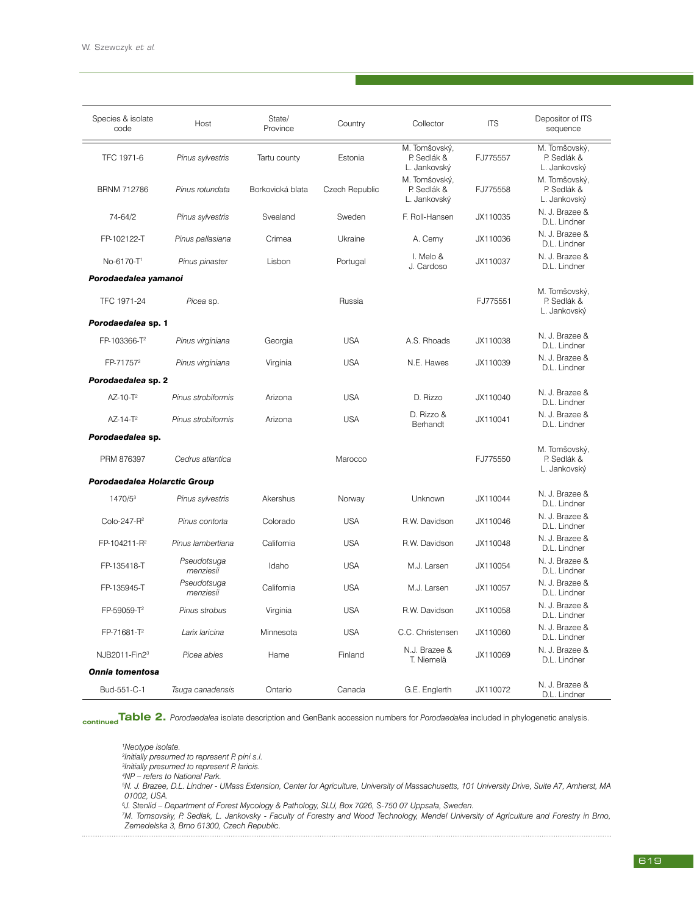| Species & isolate code | Host | State/ Province | Country | Collector | ITS | Depositor of ITS sequence |
|---|---|---|---|---|---|---|
| TFC 1971-6 | *Pinus sylvestris* | Tartu county | Estonia | M. Tomšovský, P. Sedlák & L. Jankovský | FJ775557 | M. Tomšovský, P. Sedlák & L. Jankovský |
| BRNM 712786 | *Pinus rotundata* | Borkovická blata | Czech Republic | M. Tomšovský, P. Sedlák & L. Jankovský | FJ775558 | M. Tomšovský, P. Sedlák & L. Jankovský |
| 74-64/2 | *Pinus sylvestris* | Svealand | Sweden | F. Roll-Hansen | JX110035 | N. J. Brazee & D.L. Lindner |
| FP-102122-T | *Pinus pallasiana* | Crimea | Ukraine | A. Cerny | JX110036 | N. J. Brazee & D.L. Lindner |
| No-6170-T[1] | *Pinus pinaster* | Lisbon | Portugal | I. Melo & J. Cardoso | JX110037 | N. J. Brazee & D.L. Lindner |
| ***Porodaedalea yamanoi*** | | | | | | |
| TFC 1971-24 | *Picea* sp. | | Russia | | FJ775551 | M. Tomšovský, P. Sedlák & L. Jankovský |
| ***Porodaedalea* sp. 1** | | | | | | |
| FP-103366-T[2] | *Pinus virginiana* | Georgia | USA | A.S. Rhoads | JX110038 | N. J. Brazee & D.L. Lindner |
| FP-71757[2] | *Pinus virginiana* | Virginia | USA | N.E. Hawes | JX110039 | N. J. Brazee & D.L. Lindner |
| ***Porodaedalea* sp. 2** | | | | | | |
| AZ-10-T[2] | *Pinus strobiformis* | Arizona | USA | D. Rizzo | JX110040 | N. J. Brazee & D.L. Lindner |
| AZ-14-T[2] | *Pinus strobiformis* | Arizona | USA | D. Rizzo & Berhandt | JX110041 | N. J. Brazee & D.L. Lindner |
| ***Porodaedalea* sp.** | | | | | | |
| PRM 876397 | *Cedrus atlantica* | | Marocco | | FJ775550 | M. Tomšovský, P. Sedlák & L. Jankovský |
| ***Porodaedalea* Holarctic Group** | | | | | | |
| 1470/5[3] | *Pinus sylvestris* | Akershus | Norway | Unknown | JX110044 | N. J. Brazee & D.L. Lindner |
| Colo-247-R[2] | *Pinus contorta* | Colorado | USA | R.W. Davidson | JX110046 | N. J. Brazee & D.L. Lindner |
| FP-104211-R[2] | *Pinus lambertiana* | California | USA | R.W. Davidson | JX110048 | N. J. Brazee & D.L. Lindner |
| FP-135418-T | *Pseudotsuga menziesii* | Idaho | USA | M.J. Larsen | JX110054 | N. J. Brazee & D.L. Lindner |
| FP-135945-T | *Pseudotsuga menziesii* | California | USA | M.J. Larsen | JX110057 | N. J. Brazee & D.L. Lindner |
| FP-59059-T[2] | *Pinus strobus* | Virginia | USA | R.W. Davidson | JX110058 | N. J. Brazee & D.L. Lindner |
| FP-71681-T[2] | *Larix laricina* | Minnesota | USA | C.C. Christensen | JX110060 | N. J. Brazee & D.L. Lindner |
| NJB2011-Fin2[3] | *Picea abies* | Hame | Finland | N.J. Brazee & T. Niemelä | JX110069 | N. J. Brazee & D.L. Lindner |
| ***Onnia tomentosa*** | | | | | | |
| Bud-551-C-1 | *Tsuga canadensis* | Ontario | Canada | G.E. Englerth | JX110072 | N. J. Brazee & D.L. Lindner |

continued **Table 2.** *Porodaedalea* isolate description and GenBank accession numbers for *Porodaedalea* included in phylogenetic analysis.

[1]*Neotype isolate.*
[2]*Initially presumed to represent P. pini s.l.*
[3]*Initially presumed to represent P. laricis.*
[4]*NP – refers to National Park.*
[5]*N. J. Brazee, D.L. Lindner - UMass Extension, Center for Agriculture, University of Massachusetts, 101 University Drive, Suite A7, Amherst, MA 01002, USA.*
[6]*J. Stenlid – Department of Forest Mycology & Pathology, SLU, Box 7026, S-750 07 Uppsala, Sweden.*
[7]*M. Tomsovsky, P. Sedlak, L. Jankovsky - Faculty of Forestry and Wood Technology, Mendel University of Agriculture and Forestry in Brno, Zemedelska 3, Brno 61300, Czech Republic.*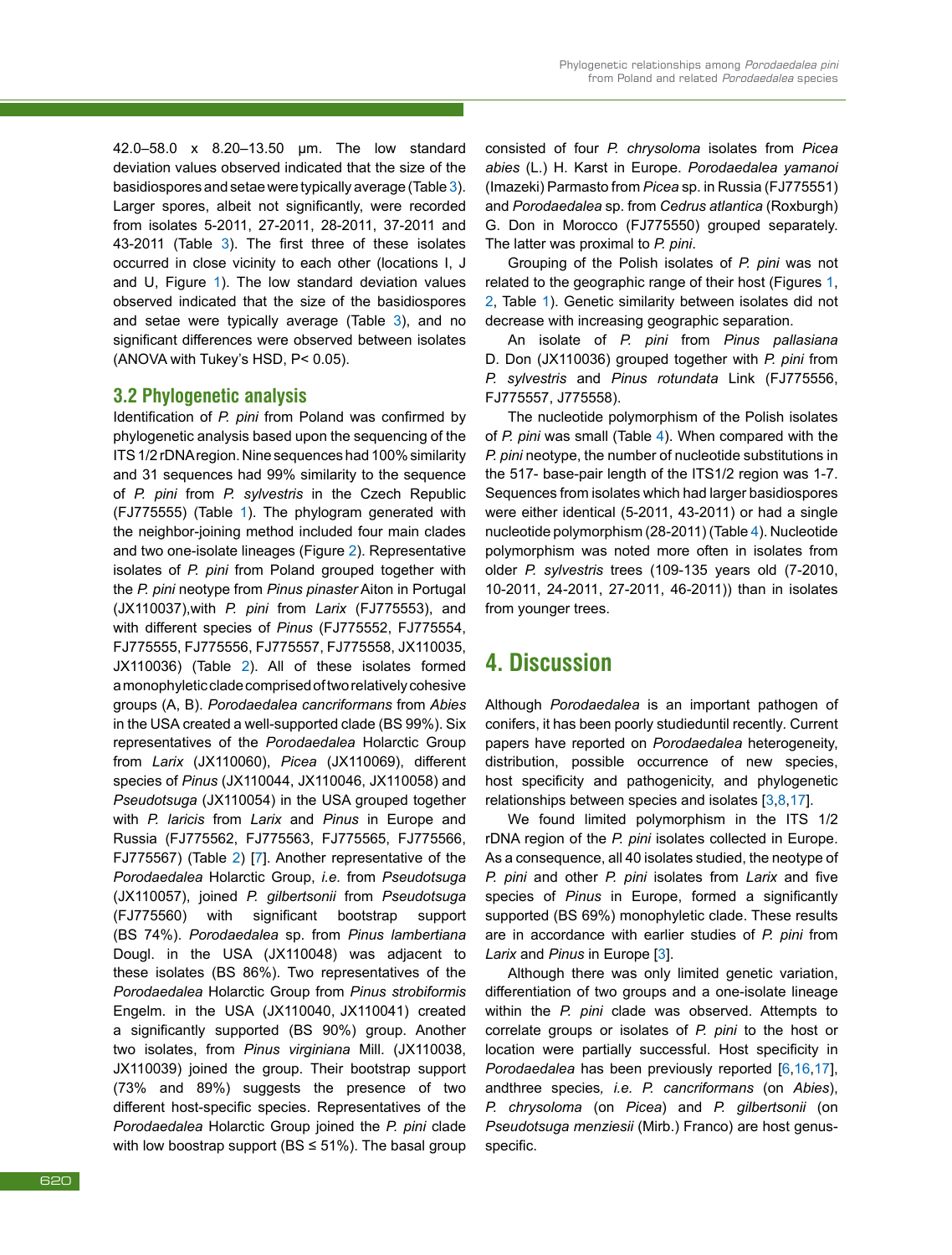42.0–58.0 x 8.20–13.50 µm. The low standard deviation values observed indicated that the size of the basidiospores and setae were typically average (Table 3). Larger spores, albeit not significantly, were recorded from isolates 5-2011, 27-2011, 28-2011, 37-2011 and 43-2011 (Table 3). The first three of these isolates occurred in close vicinity to each other (locations I, J and U, Figure 1). The low standard deviation values observed indicated that the size of the basidiospores and setae were typically average (Table 3), and no significant differences were observed between isolates (ANOVA with Tukey's HSD, P< 0.05).

### 3.2 Phylogenetic analysis

Identification of *P. pini* from Poland was confirmed by phylogenetic analysis based upon the sequencing of the ITS 1/2 rDNA region. Nine sequences had 100% similarity and 31 sequences had 99% similarity to the sequence of *P. pini* from *P. sylvestris* in the Czech Republic (FJ775555) (Table 1). The phylogram generated with the neighbor-joining method included four main clades and two one-isolate lineages (Figure 2). Representative isolates of *P. pini* from Poland grouped together with the *P. pini* neotype from *Pinus pinaster* Aiton in Portugal (JX110037),with *P. pini* from *Larix* (FJ775553), and with different species of *Pinus* (FJ775552, FJ775554, FJ775555, FJ775556, FJ775557, FJ775558, JX110035, JX110036) (Table 2). All of these isolates formed a monophyletic clade comprised of two relatively cohesive groups (A, B). *Porodaedalea cancriformans* from *Abies* in the USA created a well-supported clade (BS 99%). Six representatives of the *Porodaedalea* Holarctic Group from *Larix* (JX110060), *Picea* (JX110069), different species of *Pinus* (JX110044, JX110046, JX110058) and *Pseudotsuga* (JX110054) in the USA grouped together with *P. laricis* from *Larix* and *Pinus* in Europe and Russia (FJ775562, FJ775563, FJ775565, FJ775566, FJ775567) (Table 2) [7]. Another representative of the *Porodaedalea* Holarctic Group, *i.e.* from *Pseudotsuga* (JX110057), joined *P. gilbertsonii* from *Pseudotsuga* (FJ775560) with significant bootstrap support (BS 74%). *Porodaedalea* sp. from *Pinus lambertiana* Dougl. in the USA (JX110048) was adjacent to these isolates (BS 86%). Two representatives of the *Porodaedalea* Holarctic Group from *Pinus strobiformis* Engelm. in the USA (JX110040, JX110041) created a significantly supported (BS 90%) group. Another two isolates, from *Pinus virginiana* Mill. (JX110038, JX110039) joined the group. Their bootstrap support (73% and 89%) suggests the presence of two different host-specific species. Representatives of the *Porodaedalea* Holarctic Group joined the *P. pini* clade with low boostrap support (BS ≤ 51%). The basal group consisted of four *P. chrysoloma* isolates from *Picea abies* (L.) H. Karst in Europe. *Porodaedalea yamanoi* (Imazeki) Parmasto from *Picea* sp. in Russia (FJ775551) and *Porodaedalea* sp. from *Cedrus atlantica* (Roxburgh) G. Don in Morocco (FJ775550) grouped separately. The latter was proximal to *P. pini*.

Grouping of the Polish isolates of *P. pini* was not related to the geographic range of their host (Figures 1, 2, Table 1). Genetic similarity between isolates did not decrease with increasing geographic separation.

An isolate of *P. pini* from *Pinus pallasiana* D. Don (JX110036) grouped together with *P. pini* from *P. sylvestris* and *Pinus rotundata* Link (FJ775556, FJ775557, J775558).

The nucleotide polymorphism of the Polish isolates of *P. pini* was small (Table 4). When compared with the *P. pini* neotype, the number of nucleotide substitutions in the 517- base-pair length of the ITS1/2 region was 1-7. Sequences from isolates which had larger basidiospores were either identical (5-2011, 43-2011) or had a single nucleotide polymorphism (28-2011) (Table 4). Nucleotide polymorphism was noted more often in isolates from older *P. sylvestris* trees (109-135 years old (7-2010, 10-2011, 24-2011, 27-2011, 46-2011)) than in isolates from younger trees.

## 4. Discussion

Although *Porodaedalea* is an important pathogen of conifers, it has been poorly studieduntil recently. Current papers have reported on *Porodaedalea* heterogeneity, distribution, possible occurrence of new species, host specificity and pathogenicity, and phylogenetic relationships between species and isolates [3,8,17].

We found limited polymorphism in the ITS 1/2 rDNA region of the *P. pini* isolates collected in Europe. As a consequence, all 40 isolates studied, the neotype of *P. pini* and other *P. pini* isolates from *Larix* and five species of *Pinus* in Europe, formed a significantly supported (BS 69%) monophyletic clade. These results are in accordance with earlier studies of *P. pini* from *Larix* and *Pinus* in Europe [3].

Although there was only limited genetic variation, differentiation of two groups and a one-isolate lineage within the *P. pini* clade was observed. Attempts to correlate groups or isolates of *P. pini* to the host or location were partially successful. Host specificity in *Porodaedalea* has been previously reported [6,16,17], andthree species, *i.e.* *P. cancriformans* (on *Abies*), *P. chrysoloma* (on *Picea*) and *P. gilbertsonii* (on *Pseudotsuga menziesii* (Mirb.) Franco) are host genus-specific.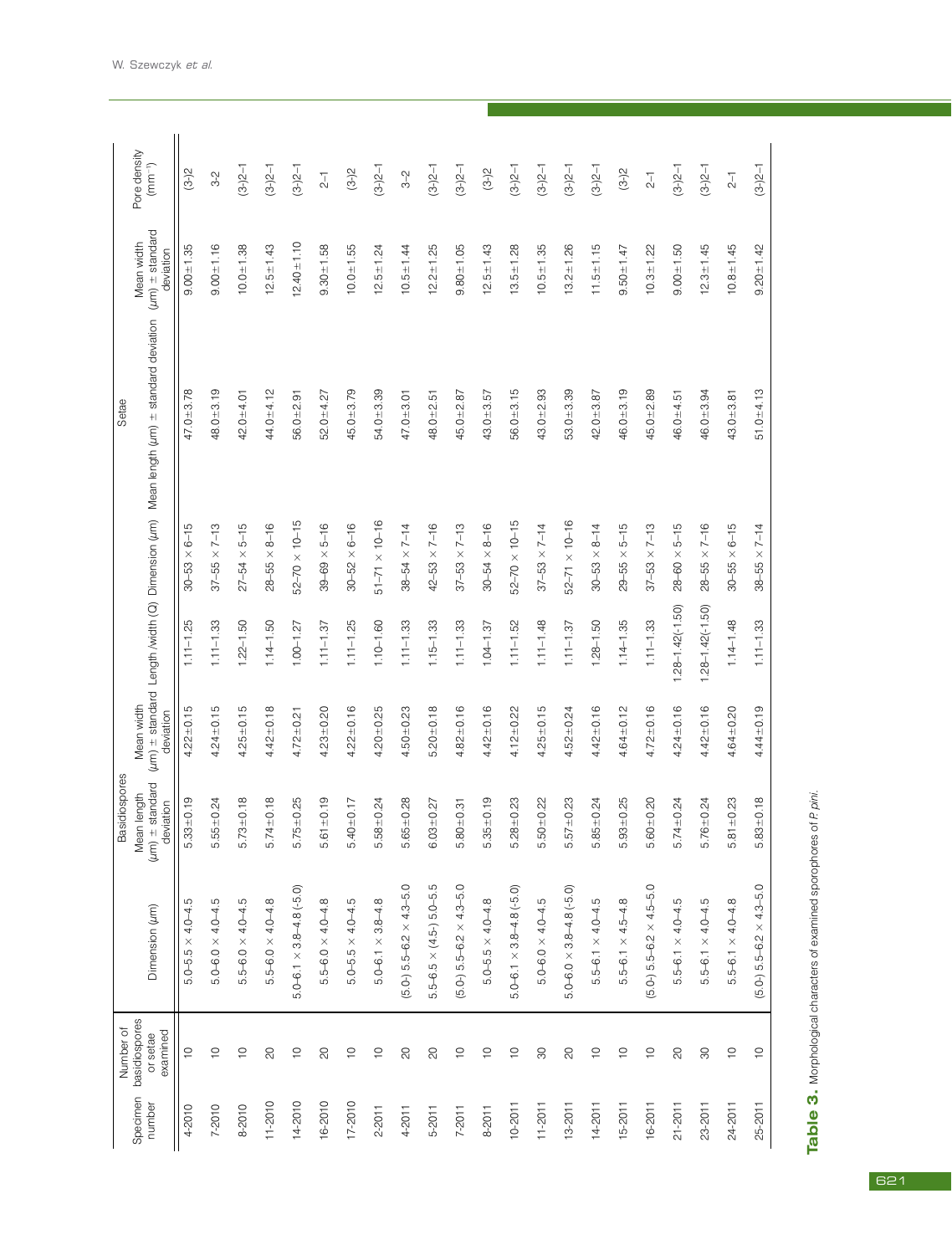| Specimen number | Number of basidiospores or setae examined | Basidiospores | | | | Setae | | | Pore density (mm⁻¹) |
|---|---|---|---|---|---|---|---|---|---|
| | | Dimension (µm) | Mean length (µm) ± standard deviation | Mean width (µm) ± standard deviation | Length /width (Q) | Dimension (µm) | Mean length (µm) ± standard deviation | Mean width (µm) ± standard deviation | |
| 4-2010 | 10 | 5.0–5.5 × 4.0–4.5 | 5.33±0.19 | 4.22±0.15 | 1.11–1.25 | 30–53 × 6–15 | 47.0±3.78 | 9.00±1.35 | (3-)2 |
| 7-2010 | 10 | 5.0–6.0 × 4.0–4.5 | 5.55±0.24 | 4.24±0.15 | 1.11–1.33 | 37–55 × 7–13 | 48.0±3.19 | 9.00±1.16 | 3-2 |
| 8-2010 | 10 | 5.5–6.0 × 4.0–4.5 | 5.73±0.18 | 4.25±0.15 | 1.22–1.50 | 27–54 × 5–15 | 42.0±4.01 | 10.0±1.38 | (3-)2–1 |
| 11-2010 | 20 | 5.5–6.0 × 4.0–4.8 | 5.74±0.18 | 4.42±0.18 | 1.14–1.50 | 28–55 × 8–16 | 44.0±4.12 | 12.5±1.43 | (3-)2–1 |
| 14-2010 | 10 | 5.0–6.1 × 3.8–4.8 (-5.0) | 5.75±0.25 | 4.72±0.21 | 1.00–1.27 | 52–70 × 10–15 | 56.0±2.91 | 12.40±1.10 | (3-)2–1 |
| 16-2010 | 20 | 5.5–6.0 × 4.0–4.8 | 5.61±0.19 | 4.23±0.20 | 1.11–1.37 | 39–69 × 5–16 | 52.0±4.27 | 9.30±1.58 | 2–1 |
| 17-2010 | 10 | 5.0–5.5 × 4.0–4.5 | 5.40±0.17 | 4.22±0.16 | 1.11–1.25 | 30–52 × 6–16 | 45.0±3.79 | 10.0±1.55 | (3-)2 |
| 2-2011 | 10 | 5.0-6.1 × 3.8–4.8 | 5.58±0.24 | 4.20±0.25 | 1.10–1.60 | 51–71 × 10–16 | 54.0±3.39 | 12.5±1.24 | (3-)2–1 |
| 4-2011 | 20 | (5.0-) 5.5–6.2 × 4.3–5.0 | 5.65±0.28 | 4.50±0.23 | 1.11–1.33 | 38–54 × 7–14 | 47.0±3.01 | 10.5±1.44 | 3–2 |
| 5-2011 | 20 | 5.5–6.5 × (4.5-) 5.0–5.5 | 6.03±0.27 | 5.20±0.18 | 1.15–1.33 | 42–53 × 7–16 | 48.0±2.51 | 12.2±1.25 | (3-)2–1 |
| 7-2011 | 10 | (5.0-) 5.5–6.2 × 4.3–5.0 | 5.80±0.31 | 4.82±0.16 | 1.11–1.33 | 37–53 × 7–13 | 45.0±2.87 | 9.80±1.05 | (3-)2–1 |
| 8-2011 | 10 | 5.0–5.5 × 4.0–4.8 | 5.35±0.19 | 4.42±0.16 | 1.04–1.37 | 30–54 × 8–16 | 43.0±3.57 | 12.5±1.43 | (3-)2 |
| 10-2011 | 10 | 5.0–6.1 × 3.8–4.8 (-5.0) | 5.28±0.23 | 4.12±0.22 | 1.11–1.52 | 52–70 × 10–15 | 56.0±3.15 | 13.5±1.28 | (3-)2–1 |
| 11-2011 | 30 | 5.0–6.0 × 4.0–4.5 | 5.50±0.22 | 4.25±0.15 | 1.11–1.48 | 37–53 × 7–14 | 43.0±2.93 | 10.5±1.35 | (3-)2–1 |
| 13-2011 | 20 | 5.0–6.0 × 3.8–4.8 (-5.0) | 5.57±0.23 | 4.52±0.24 | 1.11–1.37 | 52–71 × 10–16 | 53.0±3.39 | 13.2±1.26 | (3-)2–1 |
| 14-2011 | 10 | 5.5–6.1 × 4.0–4.5 | 5.85±0.24 | 4.42±0.16 | 1.28–1.50 | 30–53 × 8–14 | 42.0±3.87 | 11.5±1.15 | (3-)2–1 |
| 15-2011 | 10 | 5.5–6.1 × 4.5–4.8 | 5.93±0.25 | 4.64±0.12 | 1.14–1.35 | 29–55 × 5–15 | 46.0±3.19 | 9.50±1.47 | (3-)2 |
| 16-2011 | 10 | (5.0-) 5.5–6.2 × 4.5–5.0 | 5.60±0.20 | 4.72±0.16 | 1.11–1.33 | 37–53 × 7–13 | 45.0±2.89 | 10.3±1.22 | 2–1 |
| 21-2011 | 20 | 5.5–6.1 × 4.0–4.5 | 5.74±0.24 | 4.24±0.16 | 1.28–1.42(-1.50) | 28–60 × 5–15 | 46.0±4.51 | 9.00±1.50 | (3-)2–1 |
| 23-2011 | 30 | 5.5–6.1 × 4.0–4.5 | 5.76±0.24 | 4.42±0.16 | 1.28–1.42(-1.50) | 28–55 × 7–16 | 46.0±3.94 | 12.3±1.45 | (3-)2–1 |
| 24-2011 | 10 | 5.5–6.1 × 4.0–4.8 | 5.81±0.23 | 4.64±0.20 | 1.14–1.48 | 30–55 × 6–15 | 43.0±3.81 | 10.8±1.45 | 2–1 |
| 25-2011 | 10 | (5.0-) 5.5–6.2 × 4.3–5.0 | 5.83±0.18 | 4.44±0.19 | 1.11–1.33 | 38–55 × 7–14 | 51.0±4.13 | 9.20±1.42 | (3-)2–1 |

**Table 3.** Morphological characters of examined sporophores of *P. pini*.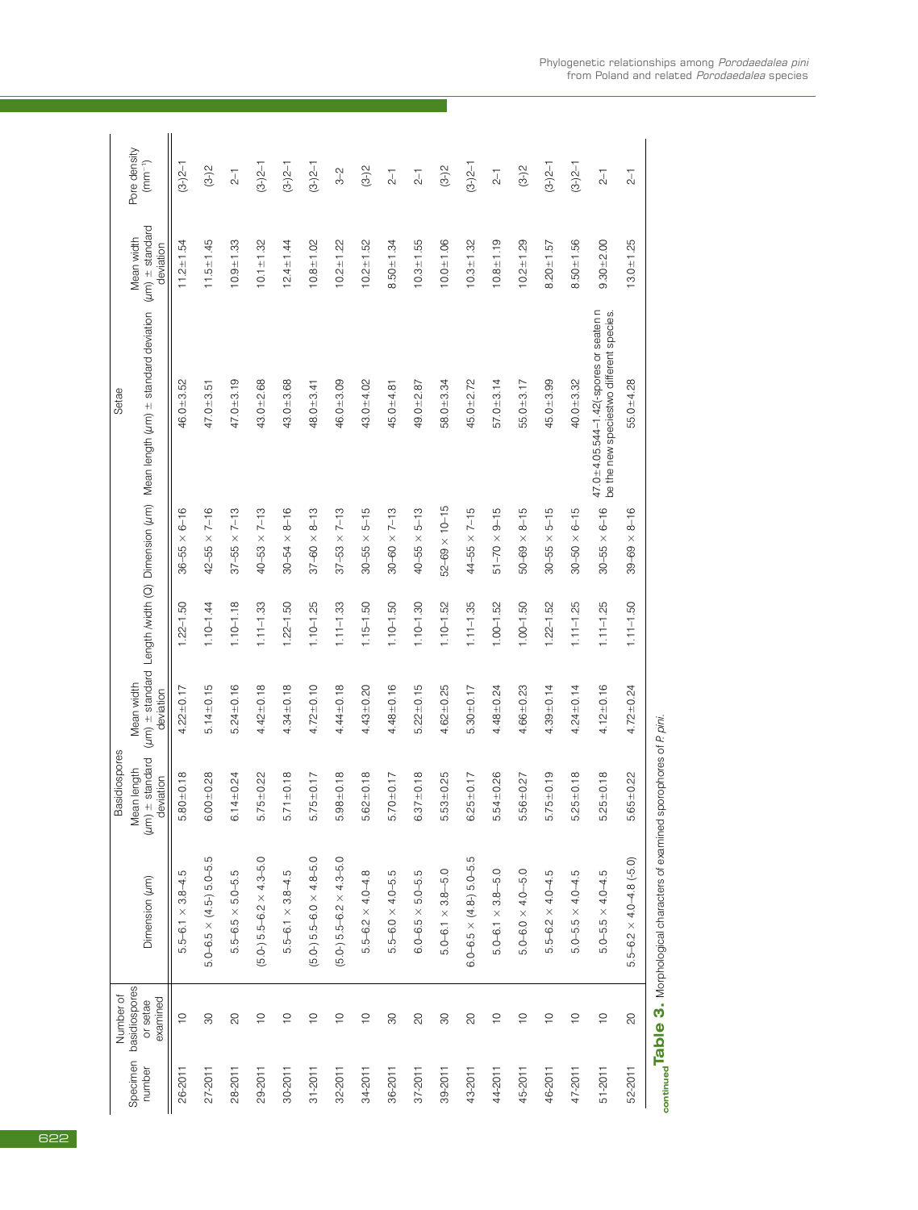**Table 3.** Morphological characters of examined sporophores of *P. pini*. continued

| Specimen number | Number of basidiospores or setae examined | Basidiospores | | | | Setae | | | Pore density (mm⁻¹) |
|---|---|---|---|---|---|---|---|---|---|
| | | Dimension (µm) | Mean length (µm) ± standard deviation | Mean width (µm) ± standard deviation | Length /width (Q) | Dimension (µm) | Mean length (µm) ± standard deviation | Mean width (µm) ± standard deviation | |
| 26-2011 | 10 | 5.5–6.1 × 3.8–4.5 | 5.80±0.18 | 4.22±0.17 | 1.22–1.50 | 36–55 × 6–16 | 46.0±3.52 | 11.2±1.54 | (3-)2–1 |
| 27-2011 | 30 | 5.0–6.5 × (4.5-) 5.0–5.5 | 6.00±0.28 | 5.14±0.15 | 1.10–1.44 | 42–55 × 7–16 | 47.0±3.51 | 11.5±1.45 | (3-)2 |
| 28-2011 | 20 | 5.5–6.5 × 5.0–5.5 | 6.14±0.24 | 5.24±0.16 | 1.10–1.18 | 37–55 × 7–13 | 47.0±3.19 | 10.9±1.33 | 2–1 |
| 29-2011 | 10 | (5.0-) 5.5–6.2 × 4.3–5.0 | 5.75±0.22 | 4.42±0.18 | 1.11–1.33 | 40–53 × 7–13 | 43.0±2.68 | 10.1±1.32 | (3-)2–1 |
| 30-2011 | 10 | 5.5–6.1 × 3.8–4.5 | 5.71±0.18 | 4.34±0.18 | 1.22–1.50 | 30–54 × 8–16 | 43.0±3.68 | 12.4±1.44 | (3-)2–1 |
| 31-2011 | 10 | (5.0-) 5.5–6.0 × 4.8–5.0 | 5.75±0.17 | 4.72±0.10 | 1.10–1.25 | 37–60 × 8–13 | 48.0±3.41 | 10.8±1.02 | (3-)2–1 |
| 32-2011 | 10 | (5.0-) 5.5–6.2 × 4.3–5.0 | 5.98±0.18 | 4.44±0.18 | 1.11–1.33 | 37–53 × 7–13 | 46.0±3.09 | 10.2±1.22 | 3–2 |
| 34-2011 | 10 | 5.5–6.2 × 4.0–4.8 | 5.62±0.18 | 4.43±0.20 | 1.15–1.50 | 30–55 × 5–15 | 43.0±4.02 | 10.2±1.52 | (3-)2 |
| 36-2011 | 30 | 5.5–6.0 × 4.0–5.5 | 5.70±0.17 | 4.48±0.16 | 1.10–1.50 | 30–60 × 7–13 | 45.0±4.81 | 8.50±1.34 | 2–1 |
| 37-2011 | 20 | 6.0–6.5 × 5.0–5.5 | 6.37±0.18 | 5.22±0.15 | 1.10–1.30 | 40–55 × 5–13 | 49.0±2.87 | 10.3±1.55 | 2–1 |
| 39-2011 | 30 | 5.0–6.1 × 3.8–5.0 | 5.53±0.25 | 4.62±0.25 | 1.10–1.52 | 52–69 × 10–15 | 58.0±3.34 | 10.0±1.06 | (3-)2 |
| 43-2011 | 20 | 6.0–6.5 × (4.8-) 5.0–5.5 | 6.25±0.17 | 5.30±0.17 | 1.11–1.35 | 44–55 × 7–15 | 45.0±2.72 | 10.3±1.32 | (3-)2–1 |
| 44-2011 | 10 | 5.0–6.1 × 3.8–5.0 | 5.54±0.26 | 4.48±0.24 | 1.00–1.52 | 51–70 × 9–15 | 57.0±3.14 | 10.8±1.19 | 2–1 |
| 45-2011 | 10 | 5.0–6.0 × 4.0–5.0 | 5.56±0.27 | 4.66±0.23 | 1.00–1.50 | 50–69 × 8–15 | 55.0±3.17 | 10.2±1.29 | (3-)2 |
| 46-2011 | 10 | 5.5–6.2 × 4.0–4.5 | 5.75±0.19 | 4.39±0.14 | 1.22–1.52 | 30–55 × 5–15 | 45.0±3.99 | 8.20±1.57 | (3-)2–1 |
| 47-2011 | 10 | 5.0–5.5 × 4.0–4.5 | 5.25±0.18 | 4.24±0.14 | 1.11–1.25 | 30–50 × 6–15 | 40.0±3.32 | 8.50±1.56 | (3-)2–1 |
| 51-2011 | 10 | 5.0–5.5 × 4.0–4.5 | 5.25±0.18 | 4.12±0.16 | 1.11–1.25 | 30–55 × 6–16 | 47.0±4.05 544–1.42(-spores or seaten n be the new speciestwo different species. | 9.30±2.00 | 2–1 |
| 52-2011 | 20 | 5.5–6.2 × 4.0–4.8 (-5.0) | 5.65±0.22 | 4.72±0.24 | 1.11–1.50 | 39–69 × 8–16 | 55.0±4.28 | 13.0±1.25 | 2–1 |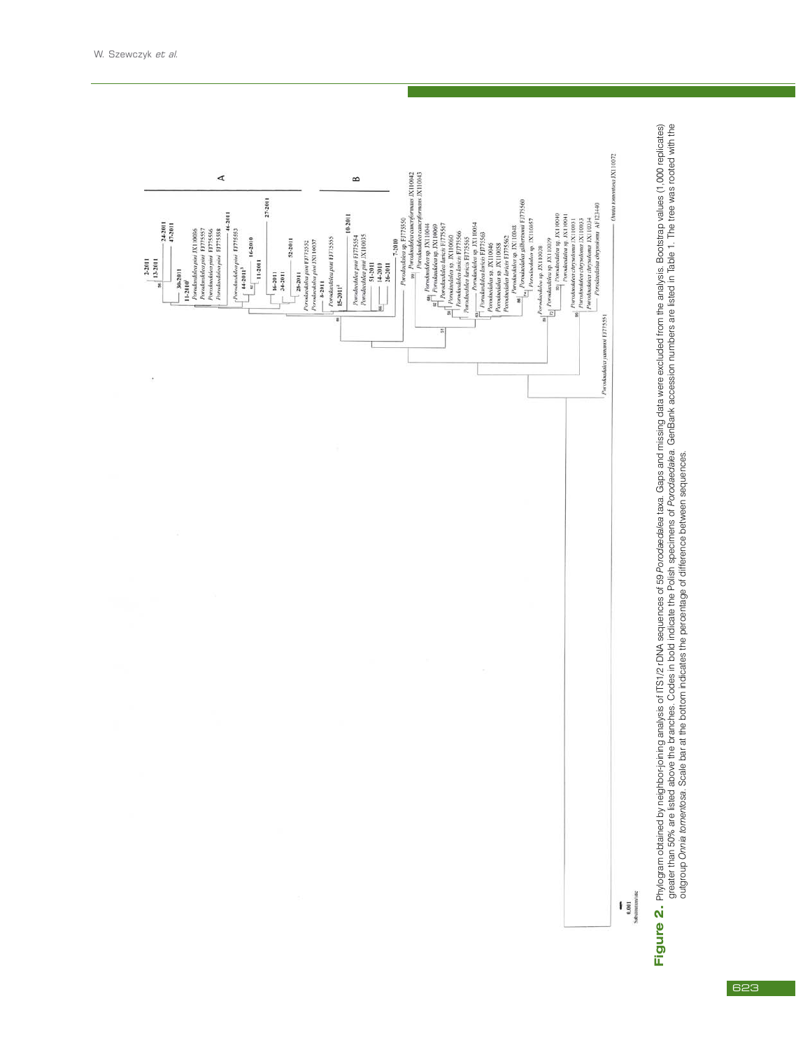**Figure 2.** Phylogram obtained by neighbor-joining analysis of ITS1/2 rDNA sequences of 59 *Porodaedalea* taxa. Gaps and missing data were excluded from the analysis. Bootstrap values (1,000 replicates) greater than 50% are listed above the branches. Codes in bold indicate the Polish specimens of *Porodaedalea*. GenBank accession numbers are listed in Table 1. The tree was rooted with the outgroup *Onnia tomentosa*. Scale bar at the bottom indicates the percentage of difference between sequences.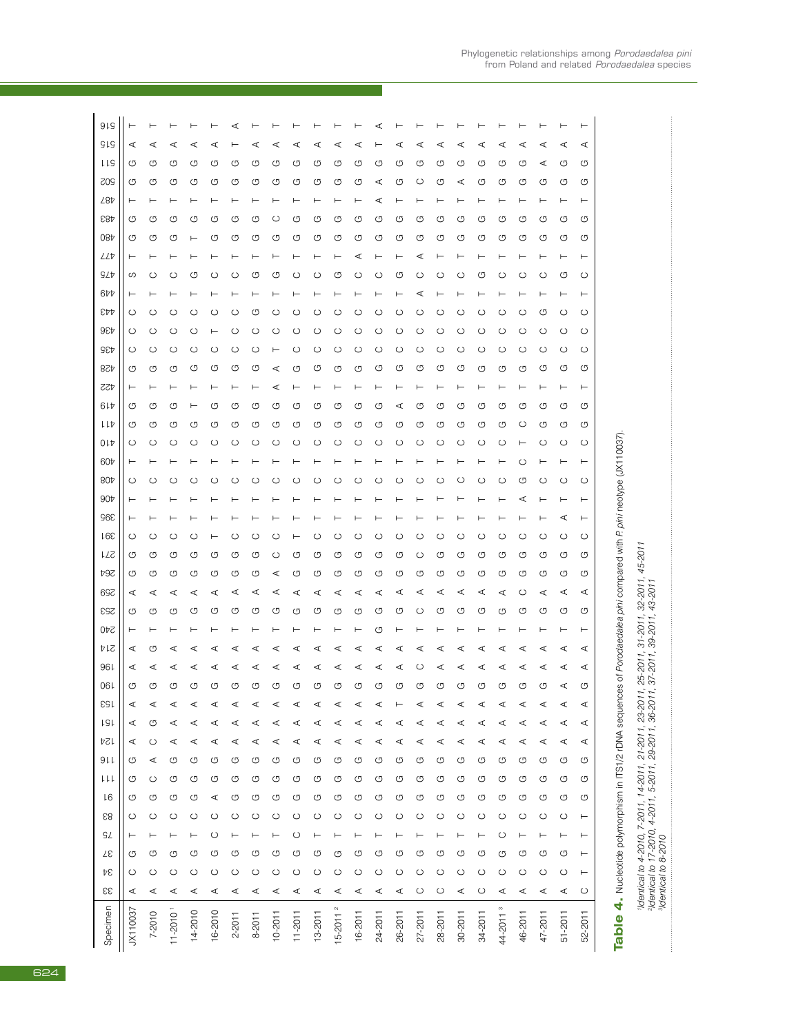| Specimen | 33 | 34 | 37 | 75 | 83 | 91 | 111 | 116 | 124 | 151 | 153 | 190 | 196 | 214 | 240 | 253 | 259 | 264 | 271 | 391 | 395 | 406 | 408 | 409 | 410 | 411 | 419 | 422 | 428 | 435 | 436 | 443 | 449 | 475 | 477 | 480 | 483 | 487 | 502 | 511 | 515 | 516 |
|---|---|---|---|---|---|---|---|---|---|---|---|---|---|---|---|---|---|---|---|---|---|---|---|---|---|---|---|---|---|---|---|---|---|---|---|---|---|---|---|---|---|---|
| JX110037 | A | C | G | T | C | G | G | G | A | A | A | G | A | A | T | G | A | G | G | C | T | T | C | T | C | G | G | T | G | C | C | C | T | S | T | G | G | T | G | G | A | T |
| 7-2010 | A | C | G | T | C | G | C | A | C | G | A | G | A | G | T | G | A | G | G | C | T | T | C | T | C | G | G | T | G | C | C | C | T | C | T | G | G | T | G | G | A | T |
| 11-2010 [1] | A | C | G | T | C | G | G | G | A | A | A | G | A | A | T | G | A | G | G | C | T | T | C | T | C | G | G | T | G | C | C | C | T | C | T | G | G | T | G | G | A | T |
| 14-2010 | A | C | G | T | C | G | G | G | A | A | A | G | A | A | T | G | A | G | G | C | T | T | C | T | C | G | T | T | G | C | C | C | T | G | T | T | G | T | G | G | A | T |
| 16-2010 | A | C | G | C | C | A | G | G | A | A | A | G | A | A | T | G | A | G | G | T | T | T | C | T | C | G | G | T | G | C | T | C | T | C | T | G | G | T | G | G | A | T |
| 2-2011 | A | C | G | T | C | G | G | G | A | A | A | G | A | A | T | G | A | G | G | C | T | T | C | T | C | G | G | T | G | C | C | C | T | C | T | G | G | T | G | G | T | A |
| 8-2011 | A | C | G | T | C | G | G | G | A | A | A | G | A | A | T | G | A | G | G | C | T | T | C | T | C | G | G | T | G | C | C | G | T | G | T | G | G | T | G | G | A | T |
| 10-2011 | A | C | G | T | C | G | G | G | A | A | A | G | A | A | T | G | A | A | C | C | T | T | C | T | C | G | G | A | A | T | C | C | T | G | T | G | C | T | G | G | A | T |
| 11-2011 | A | C | G | C | C | G | G | G | A | A | A | G | A | A | T | G | A | G | G | T | T | T | C | T | C | G | G | T | G | C | C | C | T | C | T | G | G | T | G | G | A | T |
| 13-2011 | A | C | G | T | C | G | G | G | A | A | A | G | A | A | T | G | A | G | G | C | T | T | C | T | C | G | G | T | G | C | C | C | T | C | T | G | G | T | G | G | A | T |
| 15-2011 [2] | A | C | G | T | C | G | G | G | A | A | A | G | A | A | T | G | A | G | G | C | T | T | C | T | C | G | G | T | G | C | C | C | T | G | T | G | G | T | G | G | A | T |
| 16-2011 | A | C | G | T | C | G | G | G | A | A | A | G | A | A | T | G | A | G | G | C | T | T | C | T | C | G | G | T | G | C | C | C | T | C | A | G | G | T | G | G | A | T |
| 24-2011 | A | C | G | T | C | G | G | G | A | A | A | G | A | A | G | G | A | G | G | C | T | T | C | T | C | G | G | T | G | C | C | C | T | C | T | G | G | A | A | G | T | A |
| 26-2011 | A | C | G | T | C | G | G | G | A | A | T | G | A | A | T | G | A | G | G | C | T | T | C | T | C | G | A | T | G | C | C | C | T | G | T | G | G | T | G | G | A | T |
| 27-2011 | C | C | G | T | C | G | G | G | A | A | A | G | C | A | T | C | A | G | C | C | T | T | C | T | C | G | G | T | G | C | C | C | A | C | A | G | G | T | C | G | A | T |
| 28-2011 | C | C | G | T | C | G | G | G | A | A | A | G | A | A | T | G | A | G | G | C | T | T | C | T | C | G | G | T | G | C | C | C | T | C | T | G | G | T | G | G | A | T |
| 30-2011 | A | C | G | T | C | G | G | G | A | A | A | G | A | A | T | G | A | G | G | C | T | T | C | T | C | G | G | T | G | C | C | C | T | C | T | G | G | T | A | G | A | T |
| 34-2011 | C | C | G | T | C | G | G | G | A | A | A | G | A | A | T | G | A | G | G | C | T | T | C | T | C | G | G | T | G | C | C | C | T | G | T | G | G | T | G | G | A | T |
| 44-2011 [3] | A | C | G | C | C | G | G | G | A | A | A | G | A | A | T | G | A | G | G | C | T | T | C | T | C | G | G | T | G | C | C | C | T | C | T | G | G | T | G | G | A | T |
| 46-2011 | A | C | G | T | C | G | G | G | A | A | A | G | A | A | T | G | C | G | G | C | T | A | G | C | T | C | G | T | G | C | C | C | T | C | T | G | G | T | G | G | A | T |
| 47-2011 | A | C | G | T | C | G | G | G | A | A | A | G | A | A | T | G | A | G | G | C | T | T | C | T | C | G | G | T | G | C | C | G | T | C | T | G | G | T | G | A | A | T |
| 51-2011 | A | C | G | T | C | G | G | G | A | A | A | A | A | A | T | G | A | G | G | C | A | T | C | T | C | G | G | T | G | C | C | C | T | G | T | G | G | T | G | G | A | T |
| 52-2011 | C | T | T | T | T | G | G | G | A | A | A | G | A | A | T | G | A | G | G | C | T | T | C | T | C | G | G | T | G | C | C | C | T | C | T | G | G | T | G | G | A | T |

**Table 4.** Nucleotide polymorphism in ITS1/2 rDNA sequences of *Porodaedalea pini* compared with *P. pini* neotype (JX110037).

[1]*Identical to 4-2010, 7-2011, 14-2011, 21-2011, 23-2011, 25-2011, 31-2011, 32-2011, 45-2011*
[2]*Identical to 17-2010, 4-2011, 5-2011, 29-2011, 36-2011, 37-2011, 39-2011, 43-2011*
[3]*Identical to 8-2010*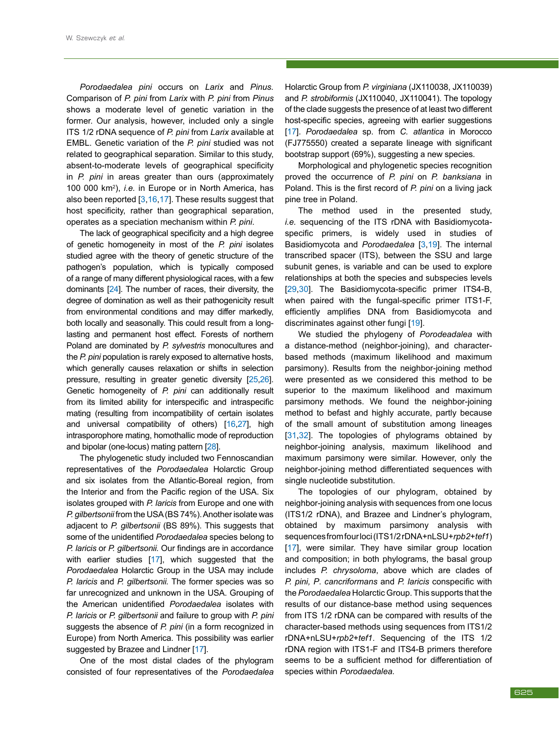*Porodaedalea pini* occurs on *Larix* and *Pinus*. Comparison of *P. pini* from *Larix* with *P. pini* from *Pinus* shows a moderate level of genetic variation in the former. Our analysis, however, included only a single ITS 1/2 rDNA sequence of *P. pini* from *Larix* available at EMBL. Genetic variation of the *P. pini* studied was not related to geographical separation. Similar to this study, absent-to-moderate levels of geographical specificity in *P. pini* in areas greater than ours (approximately 100 000 km$^2$), *i.e.* in Europe or in North America, has also been reported [3,16,17]. These results suggest that host specificity, rather than geographical separation, operates as a speciation mechanism within *P. pini*.

The lack of geographical specificity and a high degree of genetic homogeneity in most of the *P. pini* isolates studied agree with the theory of genetic structure of the pathogen's population, which is typically composed of a range of many different physiological races, with a few dominants [24]. The number of races, their diversity, the degree of domination as well as their pathogenicity result from environmental conditions and may differ markedly, both locally and seasonally. This could result from a long-lasting and permanent host effect. Forests of northern Poland are dominated by *P. sylvestris* monocultures and the *P. pini* population is rarely exposed to alternative hosts, which generally causes relaxation or shifts in selection pressure, resulting in greater genetic diversity [25,26]. Genetic homogeneity of *P. pini* can additionally result from its limited ability for interspecific and intraspecific mating (resulting from incompatibility of certain isolates and universal compatibility of others) [16,27], high intrasporophore mating, homothallic mode of reproduction and bipolar (one-locus) mating pattern [28].

The phylogenetic study included two Fennoscandian representatives of the *Porodaedalea* Holarctic Group and six isolates from the Atlantic-Boreal region, from the Interior and from the Pacific region of the USA. Six isolates grouped with *P. laricis* from Europe and one with *P. gilbertsonii* from the USA (BS 74%). Another isolate was adjacent to *P. gilbertsonii* (BS 89%). This suggests that some of the unidentified *Porodaedalea* species belong to *P. laricis* or *P. gilbertsonii.* Our findings are in accordance with earlier studies [17], which suggested that the *Porodaedalea* Holarctic Group in the USA may include *P. laricis* and *P. gilbertsonii.* The former species was so far unrecognized and unknown in the USA. Grouping of the American unidentified *Porodaedalea* isolates with *P. laricis* or *P. gilbertsonii* and failure to group with *P. pini* suggests the absence of *P. pini* (in a form recognized in Europe) from North America. This possibility was earlier suggested by Brazee and Lindner [17].

One of the most distal clades of the phylogram consisted of four representatives of the *Porodaedalea* Holarctic Group from *P. virginiana* (JX110038, JX110039) and *P. strobiformis* (JX110040, JX110041). The topology of the clade suggests the presence of at least two different host-specific species, agreeing with earlier suggestions [17]. *Porodaedalea* sp. from *C. atlantica* in Morocco (FJ775550) created a separate lineage with significant bootstrap support (69%), suggesting a new species.

Morphological and phylogenetic species recognition proved the occurrence of *P. pini* on *P. banksiana* in Poland. This is the first record of *P. pini* on a living jack pine tree in Poland.

The method used in the presented study, *i.e.* sequencing of the ITS rDNA with Basidiomycota-specific primers, is widely used in studies of Basidiomycota and *Porodaedalea* [3,19]. The internal transcribed spacer (ITS), between the SSU and large subunit genes, is variable and can be used to explore relationships both at the species and subspecies levels [29,30]. The Basidiomycota-specific primer ITS4-B, when paired with the fungal-specific primer ITS1-F, efficiently amplifies DNA from Basidiomycota and discriminates against other fungi [19].

We studied the phylogeny of *Porodeadalea* with a distance-method (neighbor-joining), and character-based methods (maximum likelihood and maximum parsimony). Results from the neighbor-joining method were presented as we considered this method to be superior to the maximum likelihood and maximum parsimony methods. We found the neighbor-joining method to befast and highly accurate, partly because of the small amount of substitution among lineages [31,32]. The topologies of phylograms obtained by neighbor-joining analysis, maximum likelihood and maximum parsimony were similar. However, only the neighbor-joining method differentiated sequences with single nucleotide substitution.

The topologies of our phylogram, obtained by neighbor-joining analysis with sequences from one locus (ITS1/2 rDNA), and Brazee and Lindner's phylogram, obtained by maximum parsimony analysis with sequences from four loci (ITS1/2 rDNA+nLSU+*rpb2*+*tef1*) [17], were similar. They have similar group location and composition; in both phylograms, the basal group includes *P. chrysoloma*, above which are clades of *P. pini, P. cancriformans* and *P. laricis* conspecific with the *Porodaedalea* Holarctic Group. This supports that the results of our distance-base method using sequences from ITS 1/2 rDNA can be compared with results of the character-based methods using sequences from ITS1/2 rDNA+nLSU+*rpb2*+*tef1*. Sequencing of the ITS 1/2 rDNA region with ITS1-F and ITS4-B primers therefore seems to be a sufficient method for differentiation of species within *Porodaedalea.*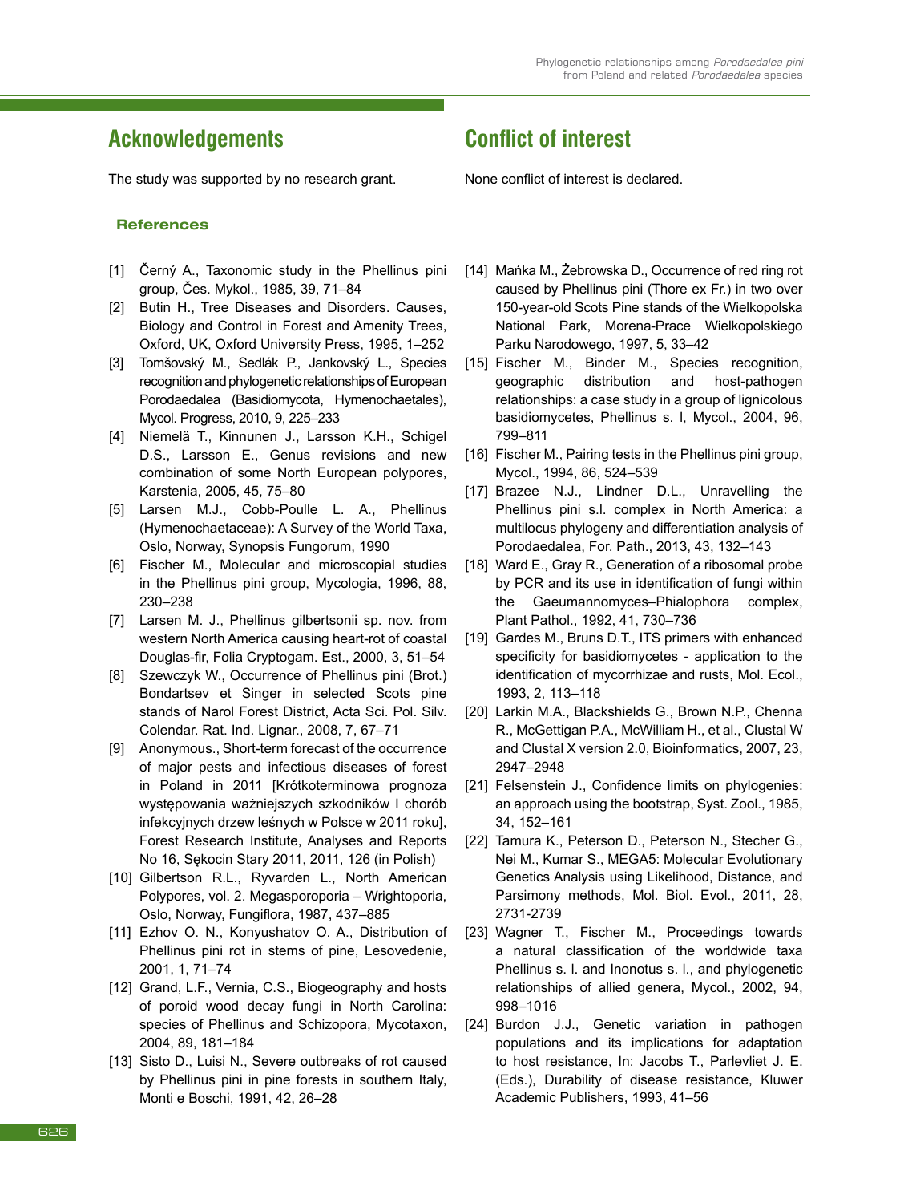## Acknowledgements

The study was supported by no research grant.

## Conflict of interest

None conflict of interest is declared.

### References

[1] Černý A., Taxonomic study in the Phellinus pini group, Čes. Mykol., 1985, 39, 71–84

[2] Butin H., Tree Diseases and Disorders. Causes, Biology and Control in Forest and Amenity Trees, Oxford, UK, Oxford University Press, 1995, 1–252

[3] Tomšovský M., Sedlák P., Jankovský L., Species recognition and phylogenetic relationships of European Porodaedalea (Basidiomycota, Hymenochaetales), Mycol. Progress, 2010, 9, 225–233

[4] Niemelä T., Kinnunen J., Larsson K.H., Schigel D.S., Larsson E., Genus revisions and new combination of some North European polypores, Karstenia, 2005, 45, 75–80

[5] Larsen M.J., Cobb-Poulle L. A., Phellinus (Hymenochaetaceae): A Survey of the World Taxa, Oslo, Norway, Synopsis Fungorum, 1990

[6] Fischer M., Molecular and microscopial studies in the Phellinus pini group, Mycologia, 1996, 88, 230–238

[7] Larsen M. J., Phellinus gilbertsonii sp. nov. from western North America causing heart-rot of coastal Douglas-fir, Folia Cryptogam. Est., 2000, 3, 51–54

[8] Szewczyk W., Occurrence of Phellinus pini (Brot.) Bondartsev et Singer in selected Scots pine stands of Narol Forest District, Acta Sci. Pol. Silv. Colendar. Rat. Ind. Lignar., 2008, 7, 67–71

[9] Anonymous., Short-term forecast of the occurrence of major pests and infectious diseases of forest in Poland in 2011 [Krótkoterminowa prognoza występowania ważniejszych szkodników I chorób infekcyjnych drzew leśnych w Polsce w 2011 roku], Forest Research Institute, Analyses and Reports No 16, Sękocin Stary 2011, 2011, 126 (in Polish)

[10] Gilbertson R.L., Ryvarden L., North American Polypores, vol. 2. Megasporoporia – Wrightoporia, Oslo, Norway, Fungiflora, 1987, 437–885

[11] Ezhov O. N., Konyushatov O. A., Distribution of Phellinus pini rot in stems of pine, Lesovedenie, 2001, 1, 71–74

[12] Grand, L.F., Vernia, C.S., Biogeography and hosts of poroid wood decay fungi in North Carolina: species of Phellinus and Schizopora, Mycotaxon, 2004, 89, 181–184

[13] Sisto D., Luisi N., Severe outbreaks of rot caused by Phellinus pini in pine forests in southern Italy, Monti e Boschi, 1991, 42, 26–28

[14] Mańka M., Żebrowska D., Occurrence of red ring rot caused by Phellinus pini (Thore ex Fr.) in two over 150-year-old Scots Pine stands of the Wielkopolska National Park, Morena-Prace Wielkopolskiego Parku Narodowego, 1997, 5, 33–42

[15] Fischer M., Binder M., Species recognition, geographic distribution and host-pathogen relationships: a case study in a group of lignicolous basidiomycetes, Phellinus s. l, Mycol., 2004, 96, 799–811

[16] Fischer M., Pairing tests in the Phellinus pini group, Mycol., 1994, 86, 524–539

[17] Brazee N.J., Lindner D.L., Unravelling the Phellinus pini s.l. complex in North America: a multilocus phylogeny and differentiation analysis of Porodaedalea, For. Path., 2013, 43, 132–143

[18] Ward E., Gray R., Generation of a ribosomal probe by PCR and its use in identification of fungi within the Gaeumannomyces–Phialophora complex, Plant Pathol., 1992, 41, 730–736

[19] Gardes M., Bruns D.T., ITS primers with enhanced specificity for basidiomycetes - application to the identification of mycorrhizae and rusts, Mol. Ecol., 1993, 2, 113–118

[20] Larkin M.A., Blackshields G., Brown N.P., Chenna R., McGettigan P.A., McWilliam H., et al., Clustal W and Clustal X version 2.0, Bioinformatics, 2007, 23, 2947–2948

[21] Felsenstein J., Confidence limits on phylogenies: an approach using the bootstrap, Syst. Zool., 1985, 34, 152–161

[22] Tamura K., Peterson D., Peterson N., Stecher G., Nei M., Kumar S., MEGA5: Molecular Evolutionary Genetics Analysis using Likelihood, Distance, and Parsimony methods, Mol. Biol. Evol., 2011, 28, 2731-2739

[23] Wagner T., Fischer M., Proceedings towards a natural classification of the worldwide taxa Phellinus s. l. and Inonotus s. l., and phylogenetic relationships of allied genera, Mycol., 2002, 94, 998–1016

[24] Burdon J.J., Genetic variation in pathogen populations and its implications for adaptation to host resistance, In: Jacobs T., Parlevliet J. E. (Eds.), Durability of disease resistance, Kluwer Academic Publishers, 1993, 41–56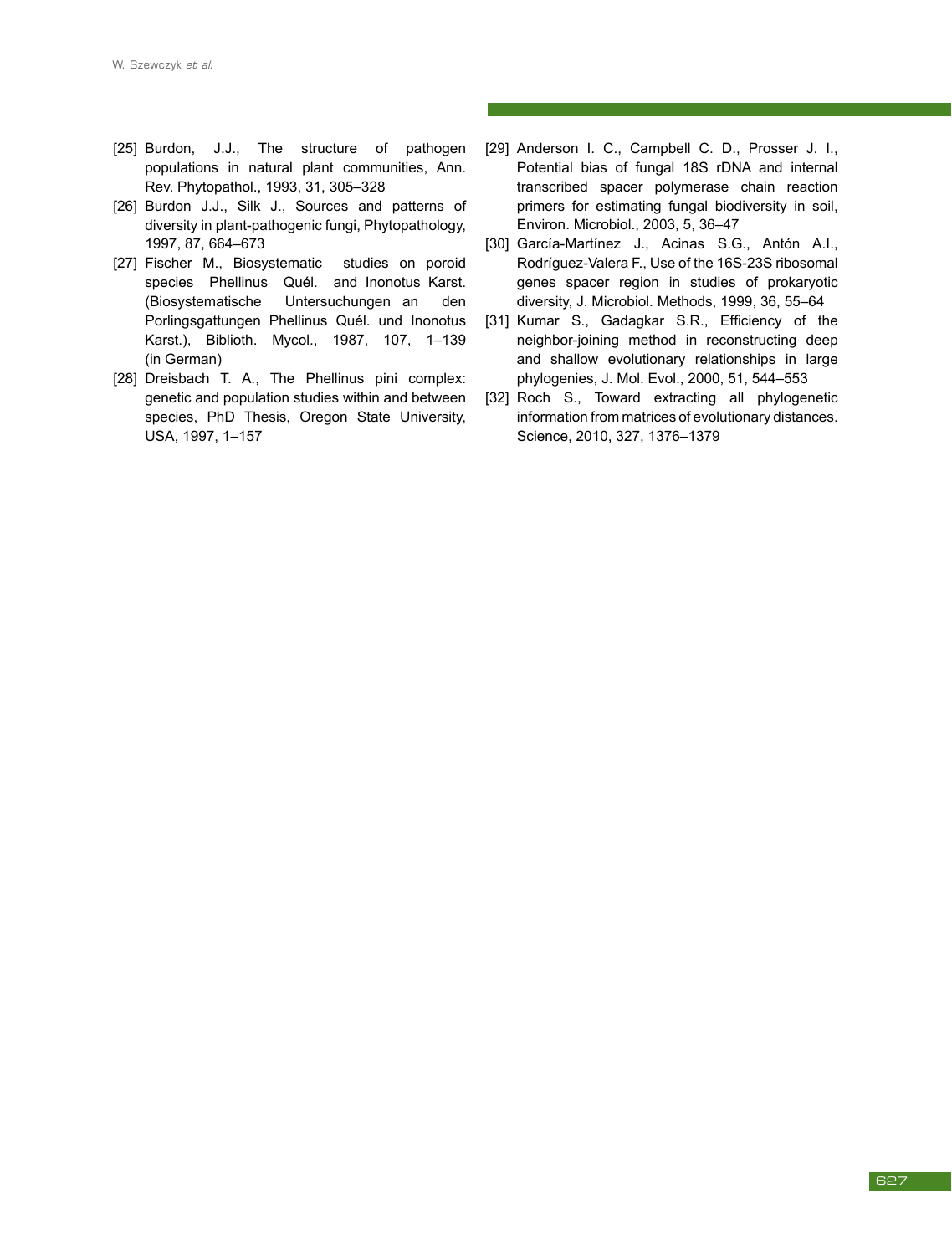[25] Burdon, J.J., The structure of pathogen populations in natural plant communities, Ann. Rev. Phytopathol., 1993, 31, 305–328

[26] Burdon J.J., Silk J., Sources and patterns of diversity in plant-pathogenic fungi, Phytopathology, 1997, 87, 664–673

[27] Fischer M., Biosystematic studies on poroid species Phellinus Quél. and Inonotus Karst. (Biosystematische Untersuchungen an den Porlingsgattungen Phellinus Quél. und Inonotus Karst.), Biblioth. Mycol., 1987, 107, 1–139 (in German)

[28] Dreisbach T. A., The Phellinus pini complex: genetic and population studies within and between species, PhD Thesis, Oregon State University, USA, 1997, 1–157

[29] Anderson I. C., Campbell C. D., Prosser J. I., Potential bias of fungal 18S rDNA and internal transcribed spacer polymerase chain reaction primers for estimating fungal biodiversity in soil, Environ. Microbiol., 2003, 5, 36–47

[30] García-Martínez J., Acinas S.G., Antón A.I., Rodríguez-Valera F., Use of the 16S-23S ribosomal genes spacer region in studies of prokaryotic diversity, J. Microbiol. Methods, 1999, 36, 55–64

[31] Kumar S., Gadagkar S.R., Efficiency of the neighbor-joining method in reconstructing deep and shallow evolutionary relationships in large phylogenies, J. Mol. Evol., 2000, 51, 544–553

[32] Roch S., Toward extracting all phylogenetic information from matrices of evolutionary distances. Science, 2010, 327, 1376–1379